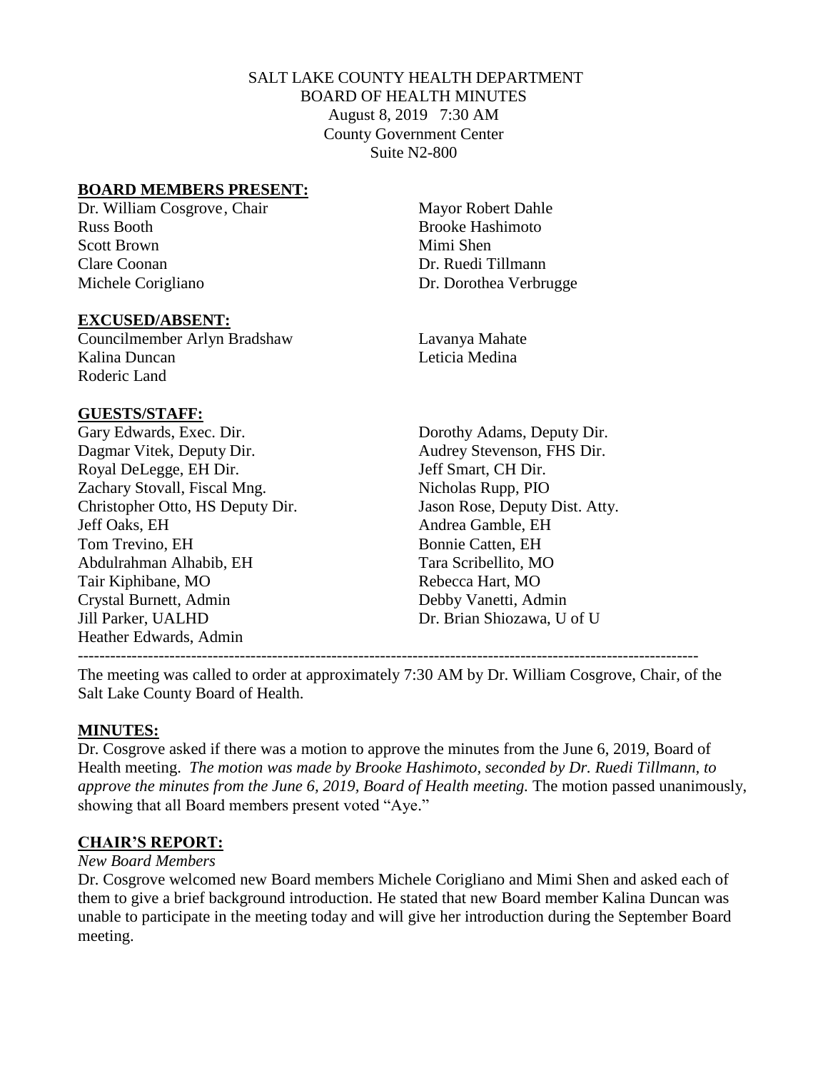SALT LAKE COUNTY HEALTH DEPARTMENT
BOARD OF HEALTH MINUTES
August 8, 2019 7:30 AM
County Government Center
Suite N2-800

## BOARD MEMBERS PRESENT:

Dr. William Cosgrove, Chair
Russ Booth
Scott Brown
Clare Coonan
Michele Corigliano
Mayor Robert Dahle
Brooke Hashimoto
Mimi Shen
Dr. Ruedi Tillmann
Dr. Dorothea Verbrugge

## EXCUSED/ABSENT:

Councilmember Arlyn Bradshaw
Kalina Duncan
Roderic Land
Lavanya Mahate
Leticia Medina

## GUESTS/STAFF:

Gary Edwards, Exec. Dir.
Dagmar Vitek, Deputy Dir.
Royal DeLegge, EH Dir.
Zachary Stovall, Fiscal Mng.
Christopher Otto, HS Deputy Dir.
Jeff Oaks, EH
Tom Trevino, EH
Abdulrahman Alhabib, EH
Tair Kiphibane, MO
Crystal Burnett, Admin
Jill Parker, UALHD
Heather Edwards, Admin
Dorothy Adams, Deputy Dir.
Audrey Stevenson, FHS Dir.
Jeff Smart, CH Dir.
Nicholas Rupp, PIO
Jason Rose, Deputy Dist. Atty.
Andrea Gamble, EH
Bonnie Catten, EH
Tara Scribellito, MO
Rebecca Hart, MO
Debby Vanetti, Admin
Dr. Brian Shiozawa, U of U

---

The meeting was called to order at approximately 7:30 AM by Dr. William Cosgrove, Chair, of the Salt Lake County Board of Health.

## MINUTES:

Dr. Cosgrove asked if there was a motion to approve the minutes from the June 6, 2019, Board of Health meeting. *The motion was made by Brooke Hashimoto, seconded by Dr. Ruedi Tillmann, to approve the minutes from the June 6, 2019, Board of Health meeting.* The motion passed unanimously, showing that all Board members present voted "Aye."

## CHAIR'S REPORT:

*New Board Members*

Dr. Cosgrove welcomed new Board members Michele Corigliano and Mimi Shen and asked each of them to give a brief background introduction. He stated that new Board member Kalina Duncan was unable to participate in the meeting today and will give her introduction during the September Board meeting.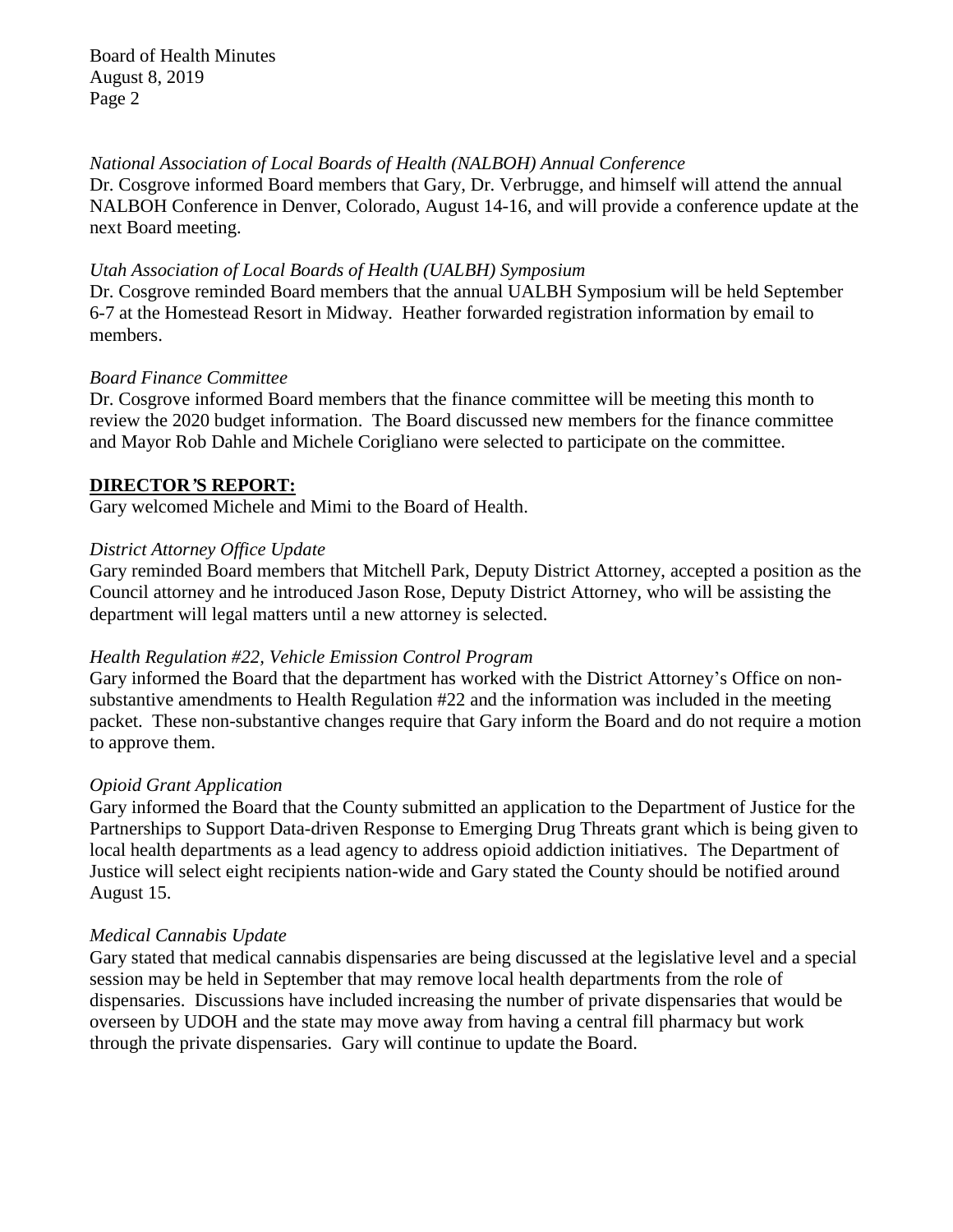*National Association of Local Boards of Health (NALBOH) Annual Conference*
Dr. Cosgrove informed Board members that Gary, Dr. Verbrugge, and himself will attend the annual NALBOH Conference in Denver, Colorado, August 14-16, and will provide a conference update at the next Board meeting.

*Utah Association of Local Boards of Health (UALBH) Symposium*
Dr. Cosgrove reminded Board members that the annual UALBH Symposium will be held September 6-7 at the Homestead Resort in Midway. Heather forwarded registration information by email to members.

*Board Finance Committee*
Dr. Cosgrove informed Board members that the finance committee will be meeting this month to review the 2020 budget information. The Board discussed new members for the finance committee and Mayor Rob Dahle and Michele Corigliano were selected to participate on the committee.

**DIRECTOR'S REPORT:**
Gary welcomed Michele and Mimi to the Board of Health.

*District Attorney Office Update*
Gary reminded Board members that Mitchell Park, Deputy District Attorney, accepted a position as the Council attorney and he introduced Jason Rose, Deputy District Attorney, who will be assisting the department will legal matters until a new attorney is selected.

*Health Regulation #22, Vehicle Emission Control Program*
Gary informed the Board that the department has worked with the District Attorney's Office on non-substantive amendments to Health Regulation #22 and the information was included in the meeting packet. These non-substantive changes require that Gary inform the Board and do not require a motion to approve them.

*Opioid Grant Application*
Gary informed the Board that the County submitted an application to the Department of Justice for the Partnerships to Support Data-driven Response to Emerging Drug Threats grant which is being given to local health departments as a lead agency to address opioid addiction initiatives. The Department of Justice will select eight recipients nation-wide and Gary stated the County should be notified around August 15.

*Medical Cannabis Update*
Gary stated that medical cannabis dispensaries are being discussed at the legislative level and a special session may be held in September that may remove local health departments from the role of dispensaries. Discussions have included increasing the number of private dispensaries that would be overseen by UDOH and the state may move away from having a central fill pharmacy but work through the private dispensaries. Gary will continue to update the Board.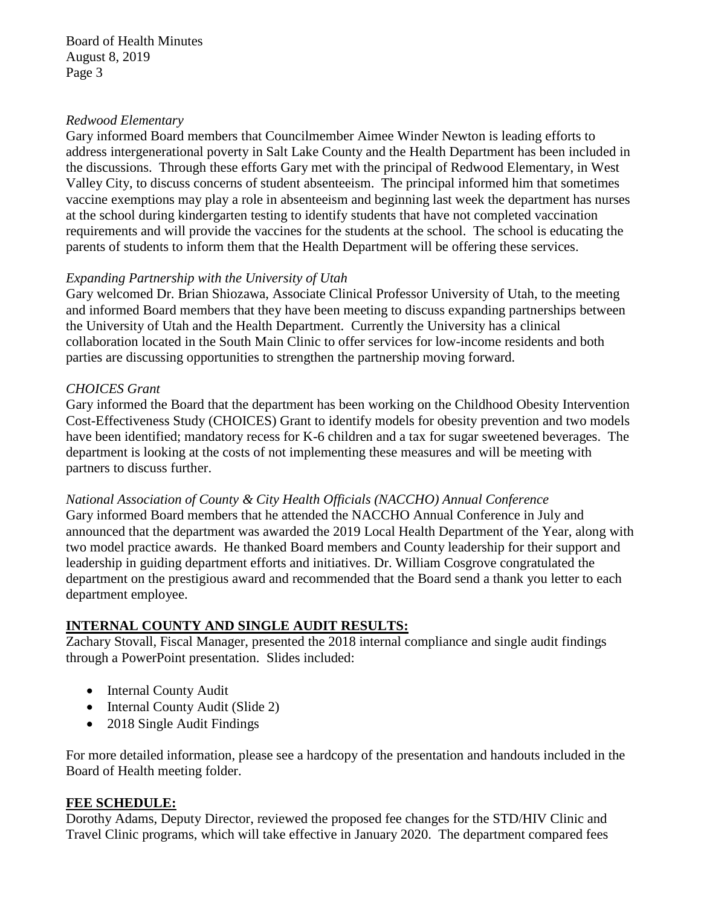*Redwood Elementary*

Gary informed Board members that Councilmember Aimee Winder Newton is leading efforts to address intergenerational poverty in Salt Lake County and the Health Department has been included in the discussions. Through these efforts Gary met with the principal of Redwood Elementary, in West Valley City, to discuss concerns of student absenteeism. The principal informed him that sometimes vaccine exemptions may play a role in absenteeism and beginning last week the department has nurses at the school during kindergarten testing to identify students that have not completed vaccination requirements and will provide the vaccines for the students at the school. The school is educating the parents of students to inform them that the Health Department will be offering these services.

*Expanding Partnership with the University of Utah*

Gary welcomed Dr. Brian Shiozawa, Associate Clinical Professor University of Utah, to the meeting and informed Board members that they have been meeting to discuss expanding partnerships between the University of Utah and the Health Department. Currently the University has a clinical collaboration located in the South Main Clinic to offer services for low-income residents and both parties are discussing opportunities to strengthen the partnership moving forward.

*CHOICES Grant*

Gary informed the Board that the department has been working on the Childhood Obesity Intervention Cost-Effectiveness Study (CHOICES) Grant to identify models for obesity prevention and two models have been identified; mandatory recess for K-6 children and a tax for sugar sweetened beverages. The department is looking at the costs of not implementing these measures and will be meeting with partners to discuss further.

*National Association of County & City Health Officials (NACCHO) Annual Conference*

Gary informed Board members that he attended the NACCHO Annual Conference in July and announced that the department was awarded the 2019 Local Health Department of the Year, along with two model practice awards. He thanked Board members and County leadership for their support and leadership in guiding department efforts and initiatives. Dr. William Cosgrove congratulated the department on the prestigious award and recommended that the Board send a thank you letter to each department employee.

## INTERNAL COUNTY AND SINGLE AUDIT RESULTS:

Zachary Stovall, Fiscal Manager, presented the 2018 internal compliance and single audit findings through a PowerPoint presentation. Slides included:

- Internal County Audit
- Internal County Audit (Slide 2)
- 2018 Single Audit Findings

For more detailed information, please see a hardcopy of the presentation and handouts included in the Board of Health meeting folder.

## FEE SCHEDULE:

Dorothy Adams, Deputy Director, reviewed the proposed fee changes for the STD/HIV Clinic and Travel Clinic programs, which will take effective in January 2020. The department compared fees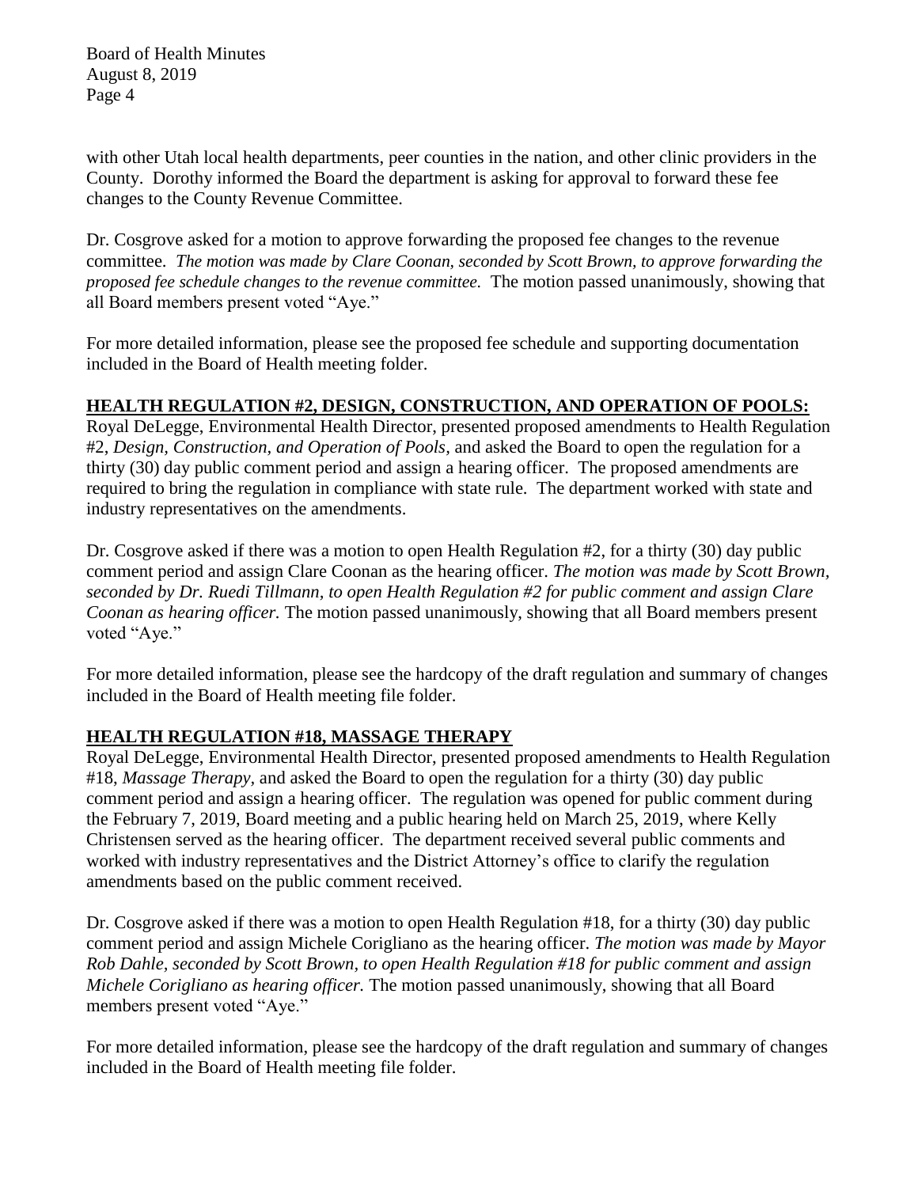with other Utah local health departments, peer counties in the nation, and other clinic providers in the County. Dorothy informed the Board the department is asking for approval to forward these fee changes to the County Revenue Committee.

Dr. Cosgrove asked for a motion to approve forwarding the proposed fee changes to the revenue committee. *The motion was made by Clare Coonan, seconded by Scott Brown, to approve forwarding the proposed fee schedule changes to the revenue committee.* The motion passed unanimously, showing that all Board members present voted "Aye."

For more detailed information, please see the proposed fee schedule and supporting documentation included in the Board of Health meeting folder.

## HEALTH REGULATION #2, DESIGN, CONSTRUCTION, AND OPERATION OF POOLS:

Royal DeLegge, Environmental Health Director, presented proposed amendments to Health Regulation #2, *Design, Construction, and Operation of Pools*, and asked the Board to open the regulation for a thirty (30) day public comment period and assign a hearing officer. The proposed amendments are required to bring the regulation in compliance with state rule. The department worked with state and industry representatives on the amendments.

Dr. Cosgrove asked if there was a motion to open Health Regulation #2, for a thirty (30) day public comment period and assign Clare Coonan as the hearing officer. *The motion was made by Scott Brown, seconded by Dr. Ruedi Tillmann, to open Health Regulation #2 for public comment and assign Clare Coonan as hearing officer.* The motion passed unanimously, showing that all Board members present voted "Aye."

For more detailed information, please see the hardcopy of the draft regulation and summary of changes included in the Board of Health meeting file folder.

## HEALTH REGULATION #18, MASSAGE THERAPY

Royal DeLegge, Environmental Health Director, presented proposed amendments to Health Regulation #18, *Massage Therapy,* and asked the Board to open the regulation for a thirty (30) day public comment period and assign a hearing officer. The regulation was opened for public comment during the February 7, 2019, Board meeting and a public hearing held on March 25, 2019, where Kelly Christensen served as the hearing officer. The department received several public comments and worked with industry representatives and the District Attorney's office to clarify the regulation amendments based on the public comment received.

Dr. Cosgrove asked if there was a motion to open Health Regulation #18, for a thirty (30) day public comment period and assign Michele Corigliano as the hearing officer. *The motion was made by Mayor Rob Dahle, seconded by Scott Brown, to open Health Regulation #18 for public comment and assign Michele Corigliano as hearing officer.* The motion passed unanimously, showing that all Board members present voted "Aye."

For more detailed information, please see the hardcopy of the draft regulation and summary of changes included in the Board of Health meeting file folder.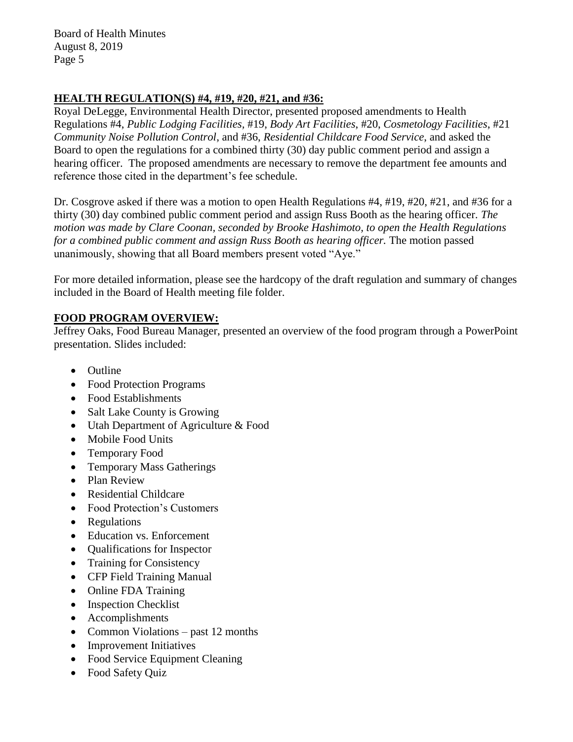## HEALTH REGULATION(S) #4, #19, #20, #21, and #36:

Royal DeLegge, Environmental Health Director, presented proposed amendments to Health Regulations #4, *Public Lodging Facilities*, #19, *Body Art Facilities*, #20, *Cosmetology Facilities*, #21 *Community Noise Pollution Control*, and #36, *Residential Childcare Food Service*, and asked the Board to open the regulations for a combined thirty (30) day public comment period and assign a hearing officer. The proposed amendments are necessary to remove the department fee amounts and reference those cited in the department's fee schedule.

Dr. Cosgrove asked if there was a motion to open Health Regulations #4, #19, #20, #21, and #36 for a thirty (30) day combined public comment period and assign Russ Booth as the hearing officer. *The motion was made by Clare Coonan, seconded by Brooke Hashimoto, to open the Health Regulations for a combined public comment and assign Russ Booth as hearing officer.* The motion passed unanimously, showing that all Board members present voted "Aye."

For more detailed information, please see the hardcopy of the draft regulation and summary of changes included in the Board of Health meeting file folder.

## FOOD PROGRAM OVERVIEW:

Jeffrey Oaks, Food Bureau Manager, presented an overview of the food program through a PowerPoint presentation. Slides included:

- Outline
- Food Protection Programs
- Food Establishments
- Salt Lake County is Growing
- Utah Department of Agriculture & Food
- Mobile Food Units
- Temporary Food
- Temporary Mass Gatherings
- Plan Review
- Residential Childcare
- Food Protection's Customers
- Regulations
- Education vs. Enforcement
- Qualifications for Inspector
- Training for Consistency
- CFP Field Training Manual
- Online FDA Training
- Inspection Checklist
- Accomplishments
- Common Violations – past 12 months
- Improvement Initiatives
- Food Service Equipment Cleaning
- Food Safety Quiz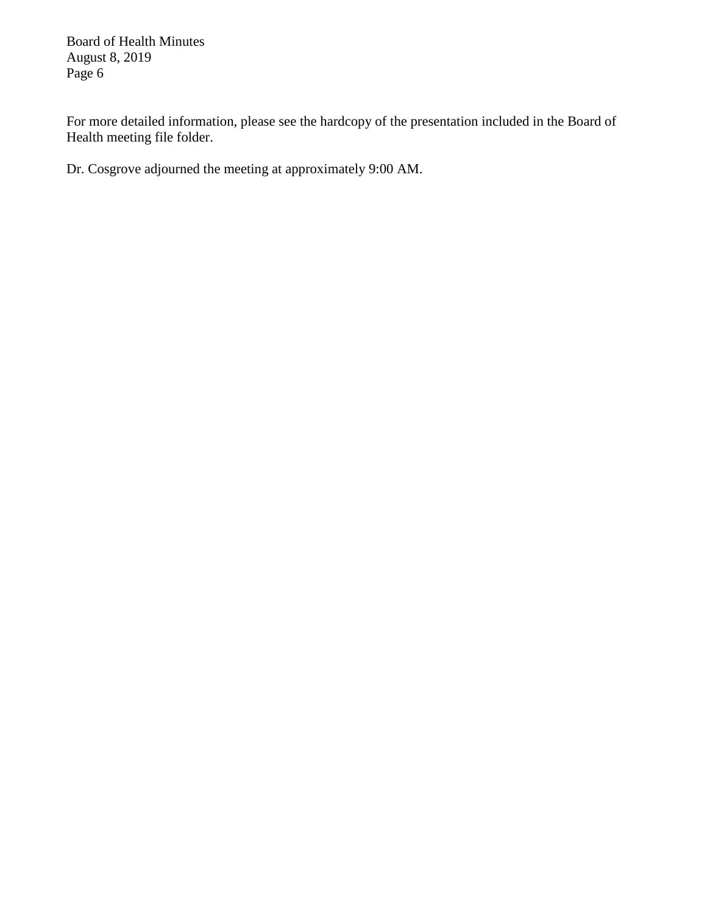For more detailed information, please see the hardcopy of the presentation included in the Board of Health meeting file folder.

Dr. Cosgrove adjourned the meeting at approximately 9:00 AM.